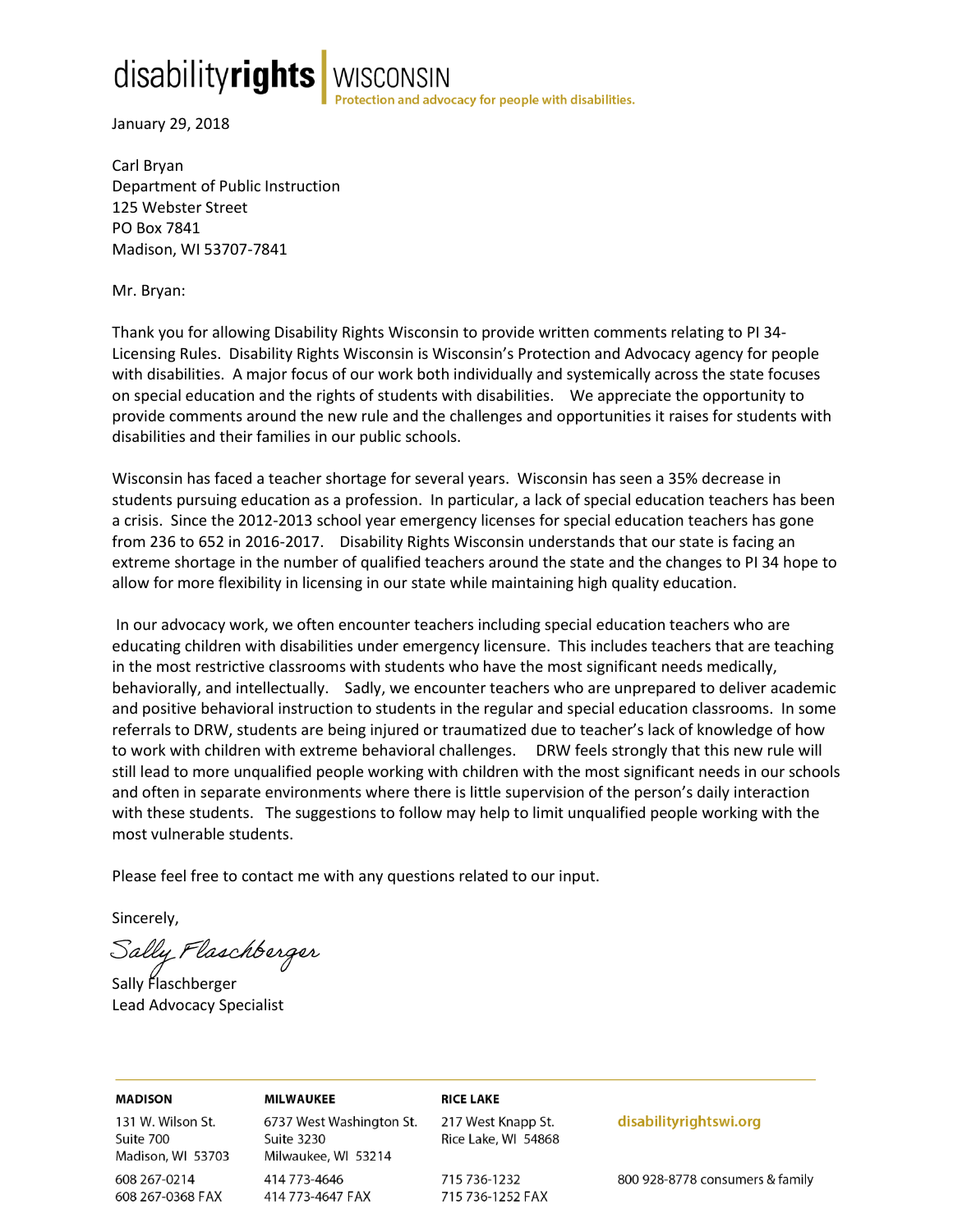disability**rights** | WISCONSIN
Protection and advocacy for people with disabilities.

January 29, 2018

Carl Bryan
Department of Public Instruction
125 Webster Street
PO Box 7841
Madison, WI 53707-7841

Mr. Bryan:

Thank you for allowing Disability Rights Wisconsin to provide written comments relating to PI 34-Licensing Rules. Disability Rights Wisconsin is Wisconsin's Protection and Advocacy agency for people with disabilities. A major focus of our work both individually and systemically across the state focuses on special education and the rights of students with disabilities. We appreciate the opportunity to provide comments around the new rule and the challenges and opportunities it raises for students with disabilities and their families in our public schools.

Wisconsin has faced a teacher shortage for several years. Wisconsin has seen a 35% decrease in students pursuing education as a profession. In particular, a lack of special education teachers has been a crisis. Since the 2012-2013 school year emergency licenses for special education teachers has gone from 236 to 652 in 2016-2017. Disability Rights Wisconsin understands that our state is facing an extreme shortage in the number of qualified teachers around the state and the changes to PI 34 hope to allow for more flexibility in licensing in our state while maintaining high quality education.

In our advocacy work, we often encounter teachers including special education teachers who are educating children with disabilities under emergency licensure. This includes teachers that are teaching in the most restrictive classrooms with students who have the most significant needs medically, behaviorally, and intellectually. Sadly, we encounter teachers who are unprepared to deliver academic and positive behavioral instruction to students in the regular and special education classrooms. In some referrals to DRW, students are being injured or traumatized due to teacher's lack of knowledge of how to work with children with extreme behavioral challenges. DRW feels strongly that this new rule will still lead to more unqualified people working with children with the most significant needs in our schools and often in separate environments where there is little supervision of the person's daily interaction with these students. The suggestions to follow may help to limit unqualified people working with the most vulnerable students.

Please feel free to contact me with any questions related to our input.

Sincerely,

*Sally Flaschberger*

Sally Flaschberger
Lead Advocacy Specialist

| **MADISON** | **MILWAUKEE** | **RICE LAKE** | **disabilityrightswi.org** |
|---|---|---|---|
| 131 W. Wilson St. Suite 700 Madison, WI 53703 | 6737 West Washington St. Suite 3230 Milwaukee, WI 53214 | 217 West Knapp St. Rice Lake, WI 54868 | |
| 608 267-0214 608 267-0368 FAX | 414 773-4646 414 773-4647 FAX | 715 736-1232 715 736-1252 FAX | 800 928-8778 consumers & family |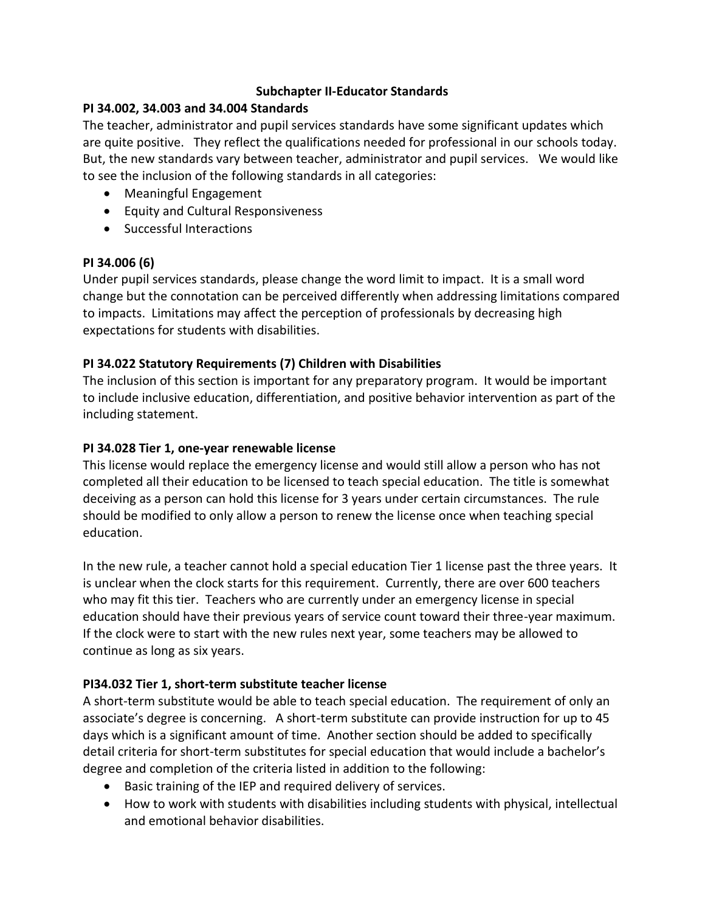## Subchapter II-Educator Standards

### PI 34.002, 34.003 and 34.004 Standards

The teacher, administrator and pupil services standards have some significant updates which are quite positive. They reflect the qualifications needed for professional in our schools today. But, the new standards vary between teacher, administrator and pupil services. We would like to see the inclusion of the following standards in all categories:

- Meaningful Engagement
- Equity and Cultural Responsiveness
- Successful Interactions

### PI 34.006 (6)

Under pupil services standards, please change the word limit to impact. It is a small word change but the connotation can be perceived differently when addressing limitations compared to impacts. Limitations may affect the perception of professionals by decreasing high expectations for students with disabilities.

### PI 34.022 Statutory Requirements (7) Children with Disabilities

The inclusion of this section is important for any preparatory program. It would be important to include inclusive education, differentiation, and positive behavior intervention as part of the including statement.

### PI 34.028 Tier 1, one-year renewable license

This license would replace the emergency license and would still allow a person who has not completed all their education to be licensed to teach special education. The title is somewhat deceiving as a person can hold this license for 3 years under certain circumstances. The rule should be modified to only allow a person to renew the license once when teaching special education.

In the new rule, a teacher cannot hold a special education Tier 1 license past the three years. It is unclear when the clock starts for this requirement. Currently, there are over 600 teachers who may fit this tier. Teachers who are currently under an emergency license in special education should have their previous years of service count toward their three-year maximum. If the clock were to start with the new rules next year, some teachers may be allowed to continue as long as six years.

### PI34.032 Tier 1, short-term substitute teacher license

A short-term substitute would be able to teach special education. The requirement of only an associate's degree is concerning. A short-term substitute can provide instruction for up to 45 days which is a significant amount of time. Another section should be added to specifically detail criteria for short-term substitutes for special education that would include a bachelor's degree and completion of the criteria listed in addition to the following:

- Basic training of the IEP and required delivery of services.
- How to work with students with disabilities including students with physical, intellectual and emotional behavior disabilities.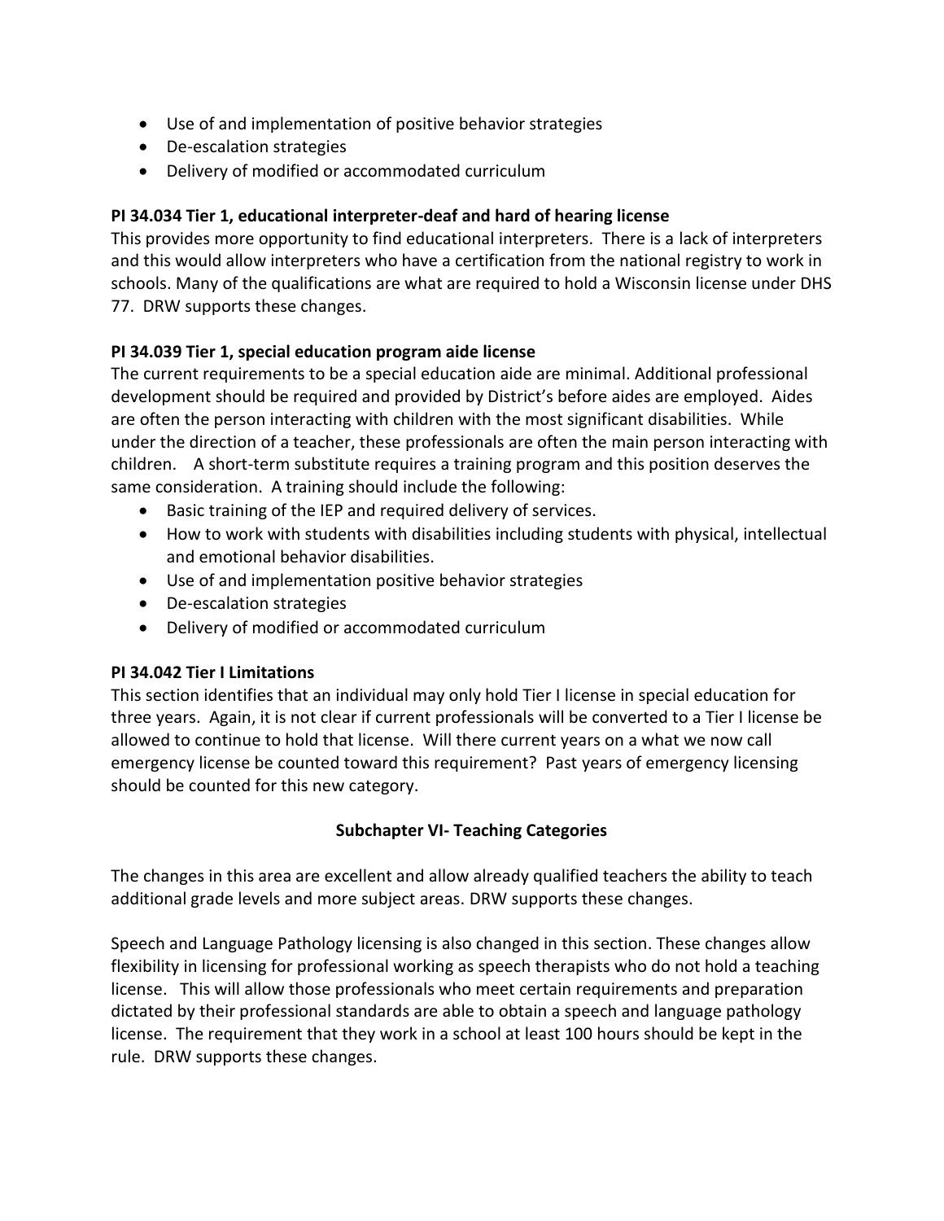- Use of and implementation of positive behavior strategies
- De-escalation strategies
- Delivery of modified or accommodated curriculum

**PI 34.034 Tier 1, educational interpreter-deaf and hard of hearing license**

This provides more opportunity to find educational interpreters. There is a lack of interpreters and this would allow interpreters who have a certification from the national registry to work in schools. Many of the qualifications are what are required to hold a Wisconsin license under DHS 77. DRW supports these changes.

**PI 34.039 Tier 1, special education program aide license**

The current requirements to be a special education aide are minimal. Additional professional development should be required and provided by District's before aides are employed. Aides are often the person interacting with children with the most significant disabilities. While under the direction of a teacher, these professionals are often the main person interacting with children. A short-term substitute requires a training program and this position deserves the same consideration. A training should include the following:

- Basic training of the IEP and required delivery of services.
- How to work with students with disabilities including students with physical, intellectual and emotional behavior disabilities.
- Use of and implementation positive behavior strategies
- De-escalation strategies
- Delivery of modified or accommodated curriculum

**PI 34.042 Tier I Limitations**

This section identifies that an individual may only hold Tier I license in special education for three years. Again, it is not clear if current professionals will be converted to a Tier I license be allowed to continue to hold that license. Will there current years on a what we now call emergency license be counted toward this requirement? Past years of emergency licensing should be counted for this new category.

## Subchapter VI- Teaching Categories

The changes in this area are excellent and allow already qualified teachers the ability to teach additional grade levels and more subject areas. DRW supports these changes.

Speech and Language Pathology licensing is also changed in this section. These changes allow flexibility in licensing for professional working as speech therapists who do not hold a teaching license. This will allow those professionals who meet certain requirements and preparation dictated by their professional standards are able to obtain a speech and language pathology license. The requirement that they work in a school at least 100 hours should be kept in the rule. DRW supports these changes.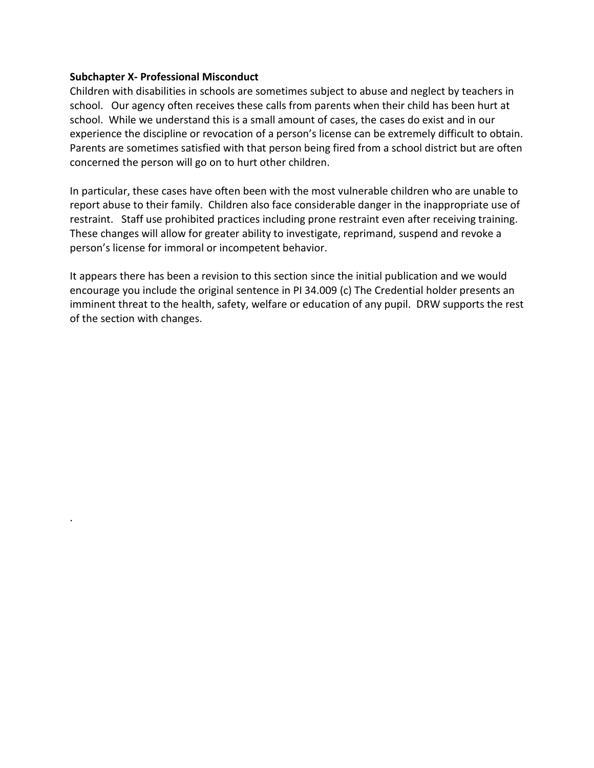**Subchapter X- Professional Misconduct**

Children with disabilities in schools are sometimes subject to abuse and neglect by teachers in school. Our agency often receives these calls from parents when their child has been hurt at school. While we understand this is a small amount of cases, the cases do exist and in our experience the discipline or revocation of a person's license can be extremely difficult to obtain. Parents are sometimes satisfied with that person being fired from a school district but are often concerned the person will go on to hurt other children.

In particular, these cases have often been with the most vulnerable children who are unable to report abuse to their family. Children also face considerable danger in the inappropriate use of restraint. Staff use prohibited practices including prone restraint even after receiving training. These changes will allow for greater ability to investigate, reprimand, suspend and revoke a person's license for immoral or incompetent behavior.

It appears there has been a revision to this section since the initial publication and we would encourage you include the original sentence in PI 34.009 (c) The Credential holder presents an imminent threat to the health, safety, welfare or education of any pupil. DRW supports the rest of the section with changes.

.